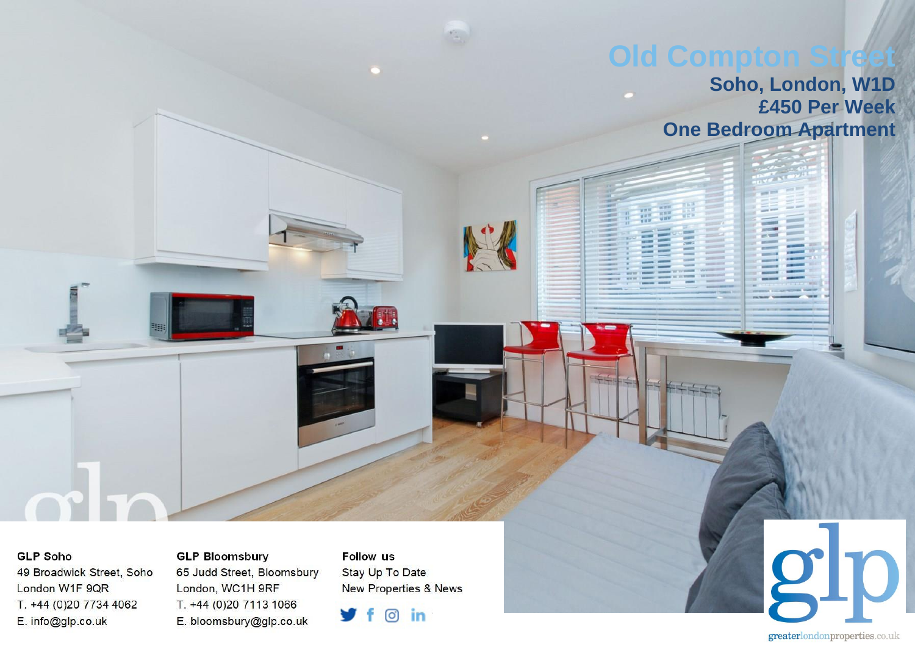# Old Compton Street

## Soho, London, W1D

## £450 Per Week

## One Bedroom Apartment

**GLP Soho**
49 Broadwick Street, Soho
London W1F 9QR
T. +44 (0)20 7734 4062
E. info@glp.co.uk

**GLP Bloomsbury**
65 Judd Street, Bloomsbury
London, WC1H 9RF
T. +44 (0)20 7113 1066
E. bloomsbury@glp.co.uk

**Follow us**
Stay Up To Date
New Properties & News

glp
greaterlondonproperties.co.uk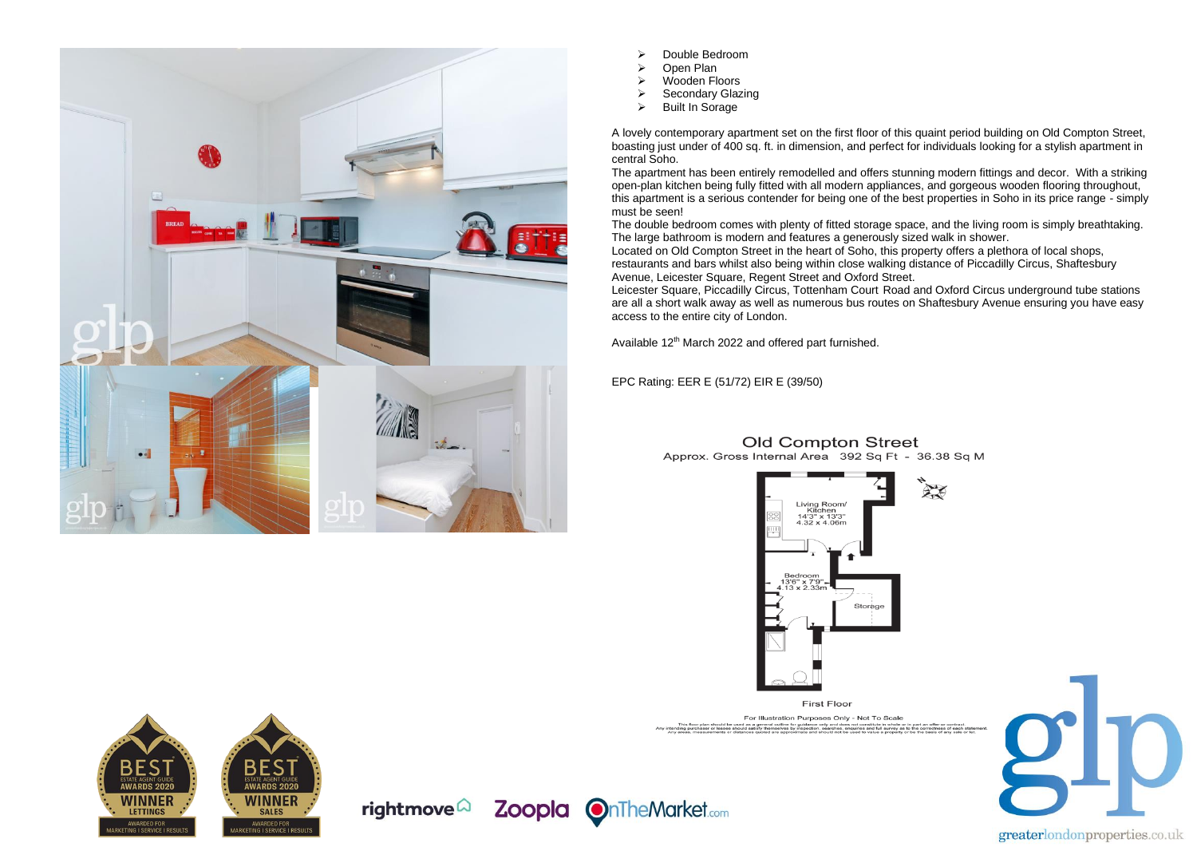- Double Bedroom
- Open Plan
- Wooden Floors
- Secondary Glazing
- Built In Sorage

A lovely contemporary apartment set on the first floor of this quaint period building on Old Compton Street, boasting just under of 400 sq. ft. in dimension, and perfect for individuals looking for a stylish apartment in central Soho.

The apartment has been entirely remodelled and offers stunning modern fittings and decor. With a striking open-plan kitchen being fully fitted with all modern appliances, and gorgeous wooden flooring throughout, this apartment is a serious contender for being one of the best properties in Soho in its price range - simply must be seen!

The double bedroom comes with plenty of fitted storage space, and the living room is simply breathtaking. The large bathroom is modern and features a generously sized walk in shower.

Located on Old Compton Street in the heart of Soho, this property offers a plethora of local shops, restaurants and bars whilst also being within close walking distance of Piccadilly Circus, Shaftesbury Avenue, Leicester Square, Regent Street and Oxford Street.

Leicester Square, Piccadilly Circus, Tottenham Court Road and Oxford Circus underground tube stations are all a short walk away as well as numerous bus routes on Shaftesbury Avenue ensuring you have easy access to the entire city of London.

Available 12th March 2022 and offered part furnished.

EPC Rating: EER E (51/72) EIR E (39/50)

## Old Compton Street

Approx. Gross Internal Area 392 Sq Ft - 36.38 Sq M

Living Room/ Kitchen 14'3" x 13'3" 4.32 x 4.06m

Bedroom 13'6" x 7'9" 4.13 x 2.33m

Storage

First Floor

For Illustration Purposes Only - Not To Scale

This floor plan should be used as a general outline for guidance only and does not constitute in whole or in part an offer or contract. Any intending purchaser or lessee should satisfy themselves by inspection, searches, enquiries and full survey as to the correctness of each statement. Any areas, measurements or distances quoted are approximate and should not be used to value a property or be the basis of any sale or let.

BEST ESTATE AGENT GUIDE AWARDS 2020 WINNER LETTINGS AWARDED FOR MARKETING | SERVICE | RESULTS

BEST ESTATE AGENT GUIDE AWARDS 2020 WINNER SALES AWARDED FOR MARKETING | SERVICE | RESULTS

rightmove Zoopla OnTheMarket.com

glp

greaterlondonproperties.co.uk